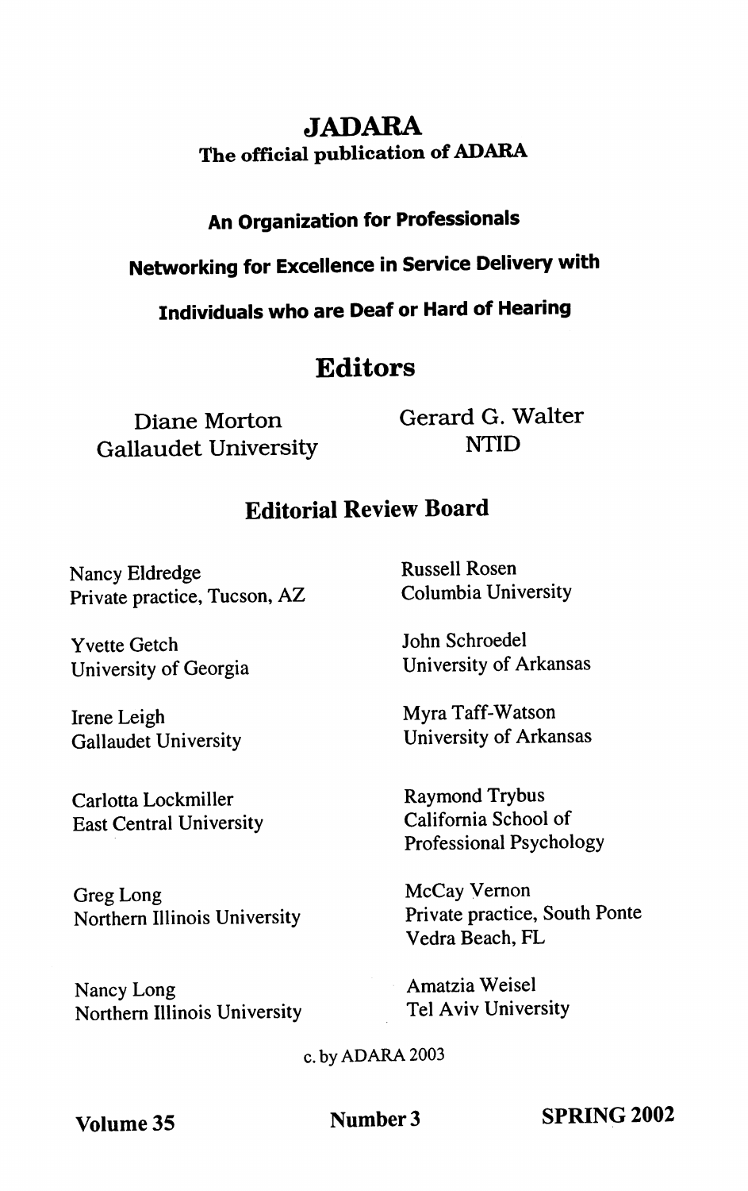# JADARA

**The official publication of ADARA**

**An Organization for Professionals**

**Networking for Excellence in Service Delivery with**

**Individuals who are Deaf or Hard of Hearing**

## Editors

Diane Morton
Gallaudet University

Gerard G. Walter
NTID

## Editorial Review Board

Nancy Eldredge
Private practice, Tucson, AZ

Yvette Getch
University of Georgia

Irene Leigh
Gallaudet University

Carlotta Lockmiller
East Central University

Greg Long
Northern Illinois University

Nancy Long
Northern Illinois University

Russell Rosen
Columbia University

John Schroedel
University of Arkansas

Myra Taff-Watson
University of Arkansas

Raymond Trybus
California School of Professional Psychology

McCay Vernon
Private practice, South Ponte Vedra Beach, FL

Amatzia Weisel
Tel Aviv University

c. by ADARA 2003

**Volume 35** **Number 3** **SPRING 2002**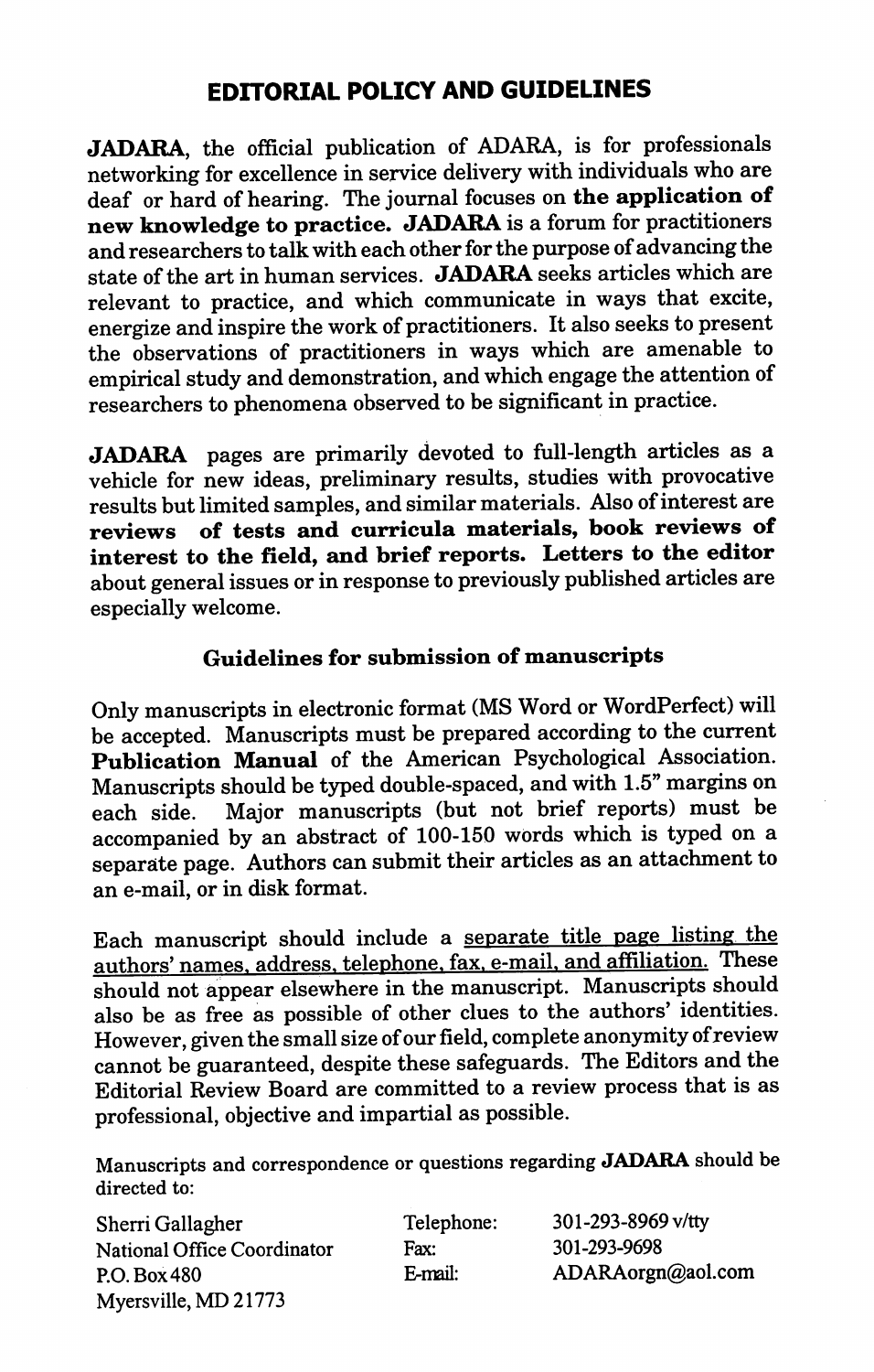## EDITORIAL POLICY AND GUIDELINES

**JADARA**, the official publication of ADARA, is for professionals networking for excellence in service delivery with individuals who are deaf or hard of hearing. The journal focuses on **the application of new knowledge to practice. JADARA** is a forum for practitioners and researchers to talk with each other for the purpose of advancing the state of the art in human services. **JADARA** seeks articles which are relevant to practice, and which communicate in ways that excite, energize and inspire the work of practitioners. It also seeks to present the observations of practitioners in ways which are amenable to empirical study and demonstration, and which engage the attention of researchers to phenomena observed to be significant in practice.

**JADARA** pages are primarily devoted to full-length articles as a vehicle for new ideas, preliminary results, studies with provocative results but limited samples, and similar materials. Also of interest are **reviews of tests and curricula materials, book reviews of interest to the field, and brief reports. Letters to the editor** about general issues or in response to previously published articles are especially welcome.

### Guidelines for submission of manuscripts

Only manuscripts in electronic format (MS Word or WordPerfect) will be accepted. Manuscripts must be prepared according to the current **Publication Manual** of the American Psychological Association. Manuscripts should be typed double-spaced, and with 1.5" margins on each side. Major manuscripts (but not brief reports) must be accompanied by an abstract of 100-150 words which is typed on a separate page. Authors can submit their articles as an attachment to an e-mail, or in disk format.

Each manuscript should include a separate title page listing the authors' names, address, telephone, fax, e-mail, and affiliation. These should not appear elsewhere in the manuscript. Manuscripts should also be as free as possible of other clues to the authors' identities. However, given the small size of our field, complete anonymity of review cannot be guaranteed, despite these safeguards. The Editors and the Editorial Review Board are committed to a review process that is as professional, objective and impartial as possible.

Manuscripts and correspondence or questions regarding **JADARA** should be directed to:

Sherri Gallagher
National Office Coordinator
P.O. Box 480
Myersville, MD 21773

Telephone: 301-293-8969 v/tty
Fax: 301-293-9698
E-mail: ADARAorgn@aol.com